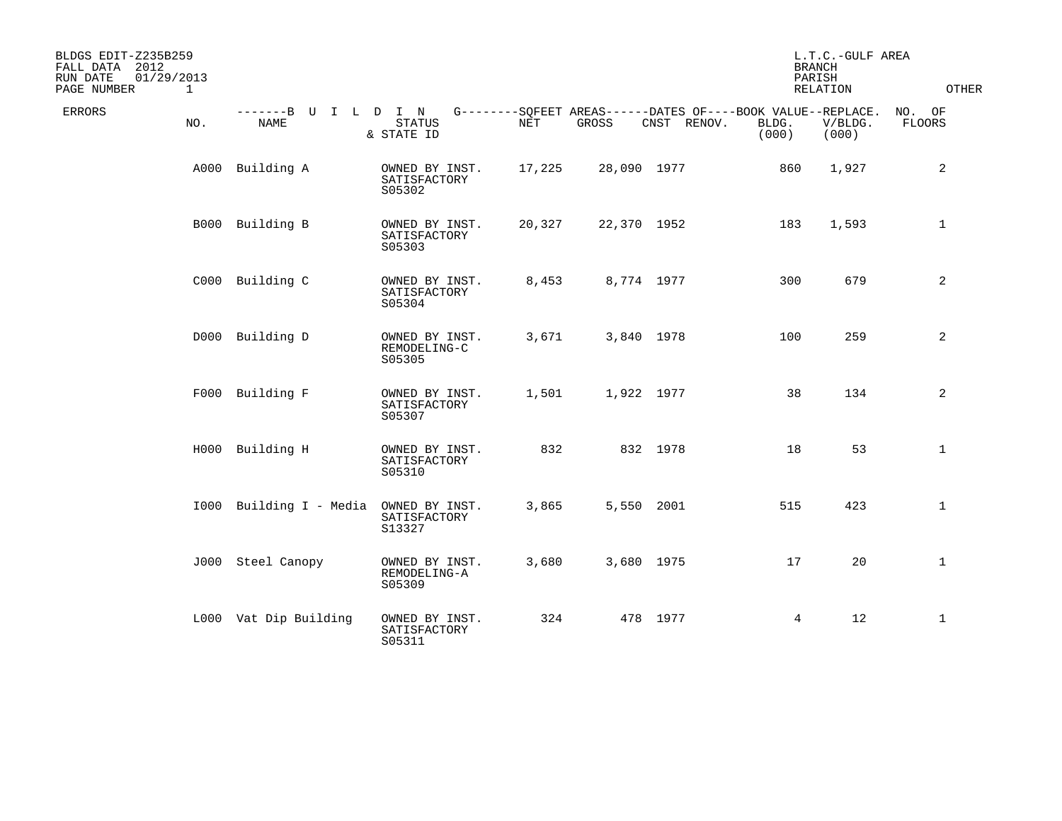BLDGS EDIT-Z235B259
FALL DATA 2012
RUN DATE 01/29/2013
PAGE NUMBER 1

L.T.C.-GULF AREA
BRANCH
PARISH
RELATION

OTHER

| ERRORS | NO. | NAME | STATUS & STATE ID | NET | GROSS | CNST | RENOV. | BLDG. (000) | V/BLDG. (000) | NO. OF FLOORS |
|---|---|---|---|---|---|---|---|---|---|---|
| | A000 | Building A | OWNED BY INST. SATISFACTORY S05302 | 17,225 | 28,090 | 1977 | | 860 | 1,927 | 2 |
| | B000 | Building B | OWNED BY INST. SATISFACTORY S05303 | 20,327 | 22,370 | 1952 | | 183 | 1,593 | 1 |
| | C000 | Building C | OWNED BY INST. SATISFACTORY S05304 | 8,453 | 8,774 | 1977 | | 300 | 679 | 2 |
| | D000 | Building D | OWNED BY INST. REMODELING-C S05305 | 3,671 | 3,840 | 1978 | | 100 | 259 | 2 |
| | F000 | Building F | OWNED BY INST. SATISFACTORY S05307 | 1,501 | 1,922 | 1977 | | 38 | 134 | 2 |
| | H000 | Building H | OWNED BY INST. SATISFACTORY S05310 | 832 | 832 | 1978 | | 18 | 53 | 1 |
| | I000 | Building I - Media | OWNED BY INST. SATISFACTORY S13327 | 3,865 | 5,550 | 2001 | | 515 | 423 | 1 |
| | J000 | Steel Canopy | OWNED BY INST. REMODELING-A S05309 | 3,680 | 3,680 | 1975 | | 17 | 20 | 1 |
| | L000 | Vat Dip Building | OWNED BY INST. SATISFACTORY S05311 | 324 | 478 | 1977 | | 4 | 12 | 1 |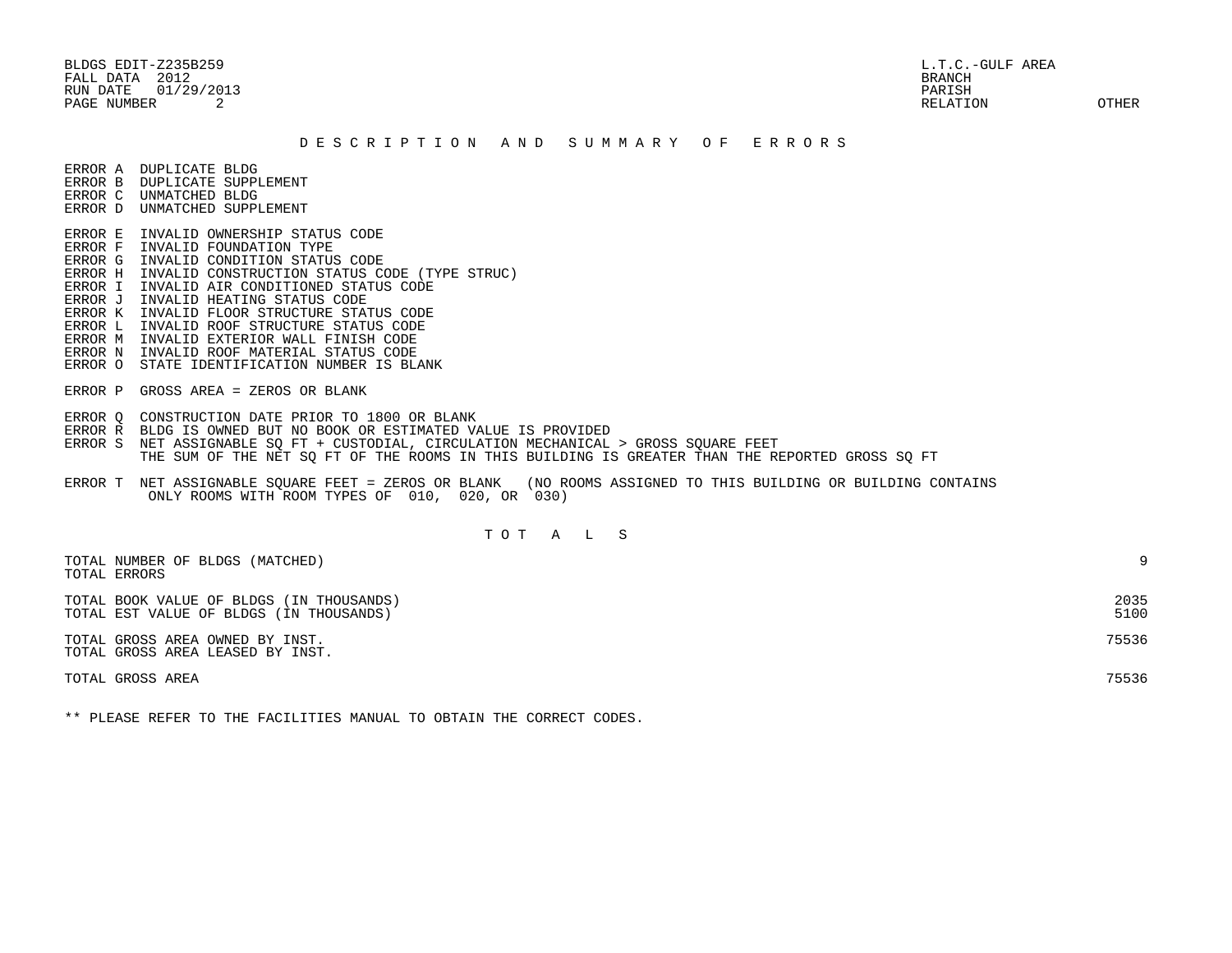BLDGS EDIT-Z235B259
FALL DATA 2012
RUN DATE 01/29/2013

L.T.C.-GULF AREA
BRANCH
PARISH
RELATION OTHER

## D E S C R I P T I O N A N D S U M M A R Y O F E R R O R S

ERROR A DUPLICATE BLDG
ERROR B DUPLICATE SUPPLEMENT
ERROR C UNMATCHED BLDG
ERROR D UNMATCHED SUPPLEMENT

ERROR E INVALID OWNERSHIP STATUS CODE
ERROR F INVALID FOUNDATION TYPE
ERROR G INVALID CONDITION STATUS CODE
ERROR H INVALID CONSTRUCTION STATUS CODE (TYPE STRUC)
ERROR I INVALID AIR CONDITIONED STATUS CODE
ERROR J INVALID HEATING STATUS CODE
ERROR K INVALID FLOOR STRUCTURE STATUS CODE
ERROR L INVALID ROOF STRUCTURE STATUS CODE
ERROR M INVALID EXTERIOR WALL FINISH CODE
ERROR N INVALID ROOF MATERIAL STATUS CODE
ERROR O STATE IDENTIFICATION NUMBER IS BLANK

ERROR P GROSS AREA = ZEROS OR BLANK

ERROR Q CONSTRUCTION DATE PRIOR TO 1800 OR BLANK
ERROR R BLDG IS OWNED BUT NO BOOK OR ESTIMATED VALUE IS PROVIDED
ERROR S NET ASSIGNABLE SQ FT + CUSTODIAL, CIRCULATION MECHANICAL > GROSS SQUARE FEET
THE SUM OF THE NET SQ FT OF THE ROOMS IN THIS BUILDING IS GREATER THAN THE REPORTED GROSS SQ FT

ERROR T NET ASSIGNABLE SQUARE FEET = ZEROS OR BLANK (NO ROOMS ASSIGNED TO THIS BUILDING OR BUILDING CONTAINS ONLY ROOMS WITH ROOM TYPES OF 010, 020, OR 030)

## T O T A L S

| | |
|---|---|
| TOTAL NUMBER OF BLDGS (MATCHED) | 9 |
| TOTAL ERRORS | |
| TOTAL BOOK VALUE OF BLDGS (IN THOUSANDS) | 2035 |
| TOTAL EST VALUE OF BLDGS (IN THOUSANDS) | 5100 |
| TOTAL GROSS AREA OWNED BY INST. | 75536 |
| TOTAL GROSS AREA LEASED BY INST. | |
| TOTAL GROSS AREA | 75536 |

** PLEASE REFER TO THE FACILITIES MANUAL TO OBTAIN THE CORRECT CODES.